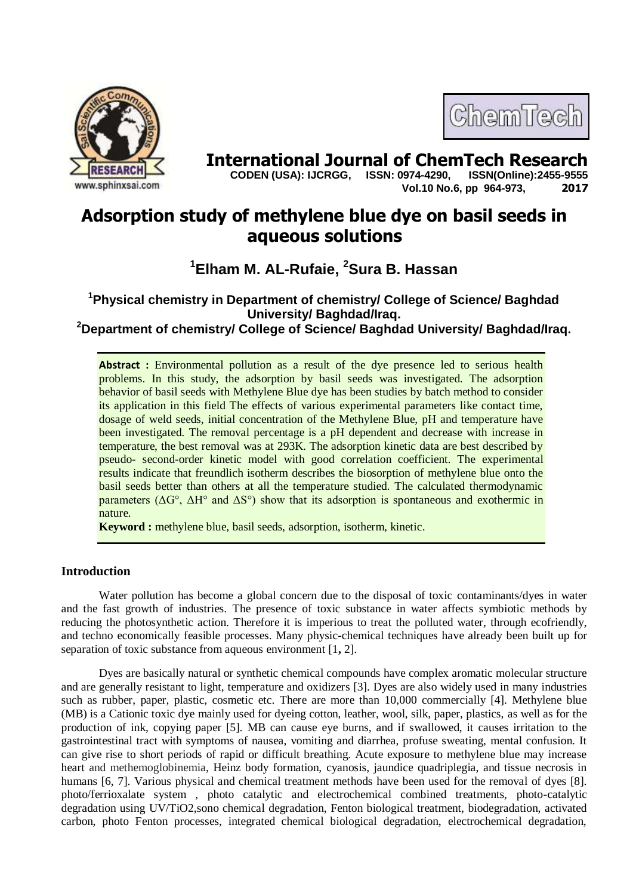# Adsorption study of methylene blue dye on basil seeds in aqueous solutions

**[1]Elham M. AL-Rufaie, [2]Sura B. Hassan**

**[1]Physical chemistry in Department of chemistry/ College of Science/ Baghdad University/ Baghdad/Iraq.**

**[2]Department of chemistry/ College of Science/ Baghdad University/ Baghdad/Iraq.**

**Abstract :** Environmental pollution as a result of the dye presence led to serious health problems. In this study, the adsorption by basil seeds was investigated. The adsorption behavior of basil seeds with Methylene Blue dye has been studies by batch method to consider its application in this field The effects of various experimental parameters like contact time, dosage of weld seeds, initial concentration of the Methylene Blue, pH and temperature have been investigated. The removal percentage is a pH dependent and decrease with increase in temperature, the best removal was at 293K. The adsorption kinetic data are best described by pseudo- second-order kinetic model with good correlation coefficient. The experimental results indicate that freundlich isotherm describes the biosorption of methylene blue onto the basil seeds better than others at all the temperature studied. The calculated thermodynamic parameters (ΔG°, ΔH° and ΔS°) show that its adsorption is spontaneous and exothermic in nature.

**Keyword :** methylene blue, basil seeds, adsorption, isotherm, kinetic.

## Introduction

Water pollution has become a global concern due to the disposal of toxic contaminants/dyes in water and the fast growth of industries. The presence of toxic substance in water affects symbiotic methods by reducing the photosynthetic action. Therefore it is imperious to treat the polluted water, through ecofriendly, and techno economically feasible processes. Many physic-chemical techniques have already been built up for separation of toxic substance from aqueous environment [1, 2].

Dyes are basically natural or synthetic chemical compounds have complex aromatic molecular structure and are generally resistant to light, temperature and oxidizers [3]. Dyes are also widely used in many industries such as rubber, paper, plastic, cosmetic etc. There are more than 10,000 commercially [4]. Methylene blue (MB) is a Cationic toxic dye mainly used for dyeing cotton, leather, wool, silk, paper, plastics, as well as for the production of ink, copying paper [5]. MB can cause eye burns, and if swallowed, it causes irritation to the gastrointestinal tract with symptoms of nausea, vomiting and diarrhea, profuse sweating, mental confusion. It can give rise to short periods of rapid or difficult breathing. Acute exposure to methylene blue may increase heart and methemoglobinemia, Heinz body formation, cyanosis, jaundice quadriplegia, and tissue necrosis in humans [6, 7]. Various physical and chemical treatment methods have been used for the removal of dyes [8]. photo/ferrioxalate system , photo catalytic and electrochemical combined treatments, photo-catalytic degradation using UV/TiO2,sono chemical degradation, Fenton biological treatment, biodegradation, activated carbon, photo Fenton processes, integrated chemical biological degradation, electrochemical degradation,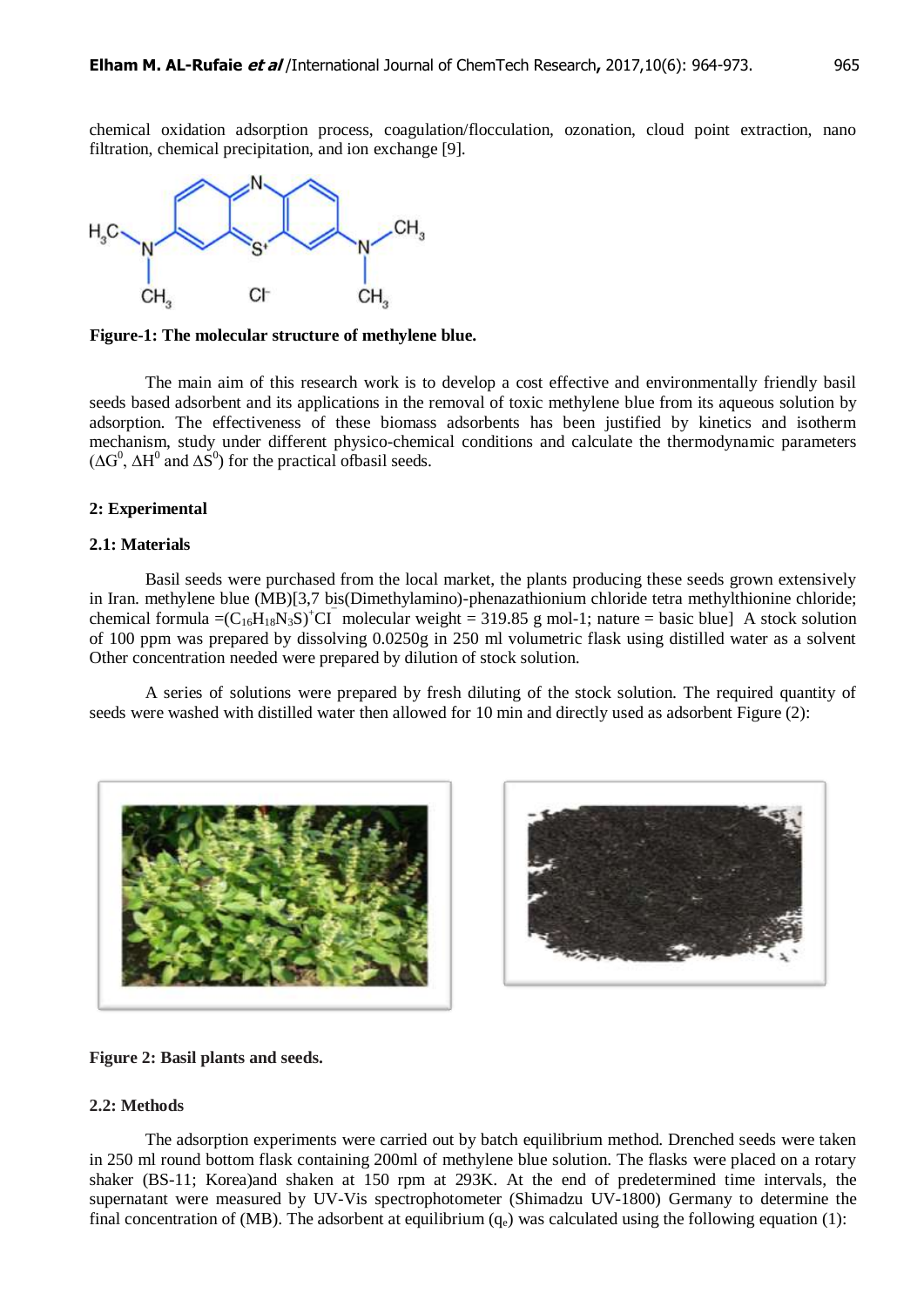chemical oxidation adsorption process, coagulation/flocculation, ozonation, cloud point extraction, nano filtration, chemical precipitation, and ion exchange [9].

**Figure-1: The molecular structure of methylene blue.**

The main aim of this research work is to develop a cost effective and environmentally friendly basil seeds based adsorbent and its applications in the removal of toxic methylene blue from its aqueous solution by adsorption. The effectiveness of these biomass adsorbents has been justified by kinetics and isotherm mechanism, study under different physico-chemical conditions and calculate the thermodynamic parameters ($\Delta G^0$, $\Delta H^0$ and $\Delta S^0$) for the practical ofbasil seeds.

## 2: Experimental

### 2.1: Materials

Basil seeds were purchased from the local market, the plants producing these seeds grown extensively in Iran. methylene blue (MB)[3,7 bis(Dimethylamino)-phenazathionium chloride tetra methylthionine chloride; chemical formula =$(C_{16}H_{18}N_3S)^+Cl^-$ molecular weight = 319.85 g mol-1; nature = basic blue] A stock solution of 100 ppm was prepared by dissolving 0.0250g in 250 ml volumetric flask using distilled water as a solvent Other concentration needed were prepared by dilution of stock solution.

A series of solutions were prepared by fresh diluting of the stock solution. The required quantity of seeds were washed with distilled water then allowed for 10 min and directly used as adsorbent Figure (2):

**Figure 2: Basil plants and seeds.**

### 2.2: Methods

The adsorption experiments were carried out by batch equilibrium method. Drenched seeds were taken in 250 ml round bottom flask containing 200ml of methylene blue solution. The flasks were placed on a rotary shaker (BS-11; Korea)and shaken at 150 rpm at 293K. At the end of predetermined time intervals, the supernatant were measured by UV-Vis spectrophotometer (Shimadzu UV-1800) Germany to determine the final concentration of (MB). The adsorbent at equilibrium ($q_e$) was calculated using the following equation (1):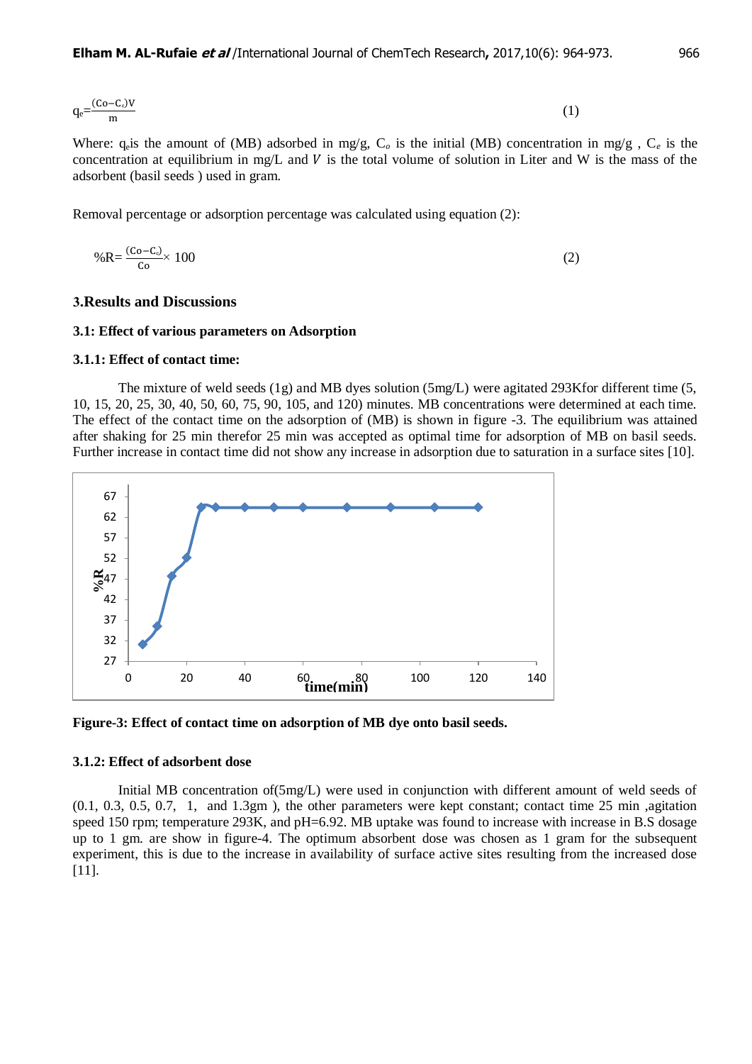$$q_e = \frac{(Co - C_e)V}{m} \quad (1)$$

Where: $q_e$is the amount of (MB) adsorbed in mg/g, $C_o$ is the initial (MB) concentration in mg/g , $C_e$ is the concentration at equilibrium in mg/L and $V$ is the total volume of solution in Liter and W is the mass of the adsorbent (basil seeds ) used in gram.

Removal percentage or adsorption percentage was calculated using equation (2):

$$\%R = \frac{(Co - C_e)}{Co} \times 100 \quad (2)$$

## 3.Results and Discussions

### 3.1: Effect of various parameters on Adsorption

#### 3.1.1: Effect of contact time:

The mixture of weld seeds (1g) and MB dyes solution (5mg/L) were agitated 293Kfor different time (5, 10, 15, 20, 25, 30, 40, 50, 60, 75, 90, 105, and 120) minutes. MB concentrations were determined at each time. The effect of the contact time on the adsorption of (MB) is shown in figure -3. The equilibrium was attained after shaking for 25 min therefor 25 min was accepted as optimal time for adsorption of MB on basil seeds. Further increase in contact time did not show any increase in adsorption due to saturation in a surface sites [10].

**Figure-3: Effect of contact time on adsorption of MB dye onto basil seeds.**

#### 3.1.2: Effect of adsorbent dose

Initial MB concentration of(5mg/L) were used in conjunction with different amount of weld seeds of (0.1, 0.3, 0.5, 0.7, 1, and 1.3gm ), the other parameters were kept constant; contact time 25 min ,agitation speed 150 rpm; temperature 293K, and pH=6.92. MB uptake was found to increase with increase in B.S dosage up to 1 gm. are show in figure-4. The optimum absorbent dose was chosen as 1 gram for the subsequent experiment, this is due to the increase in availability of surface active sites resulting from the increased dose [11].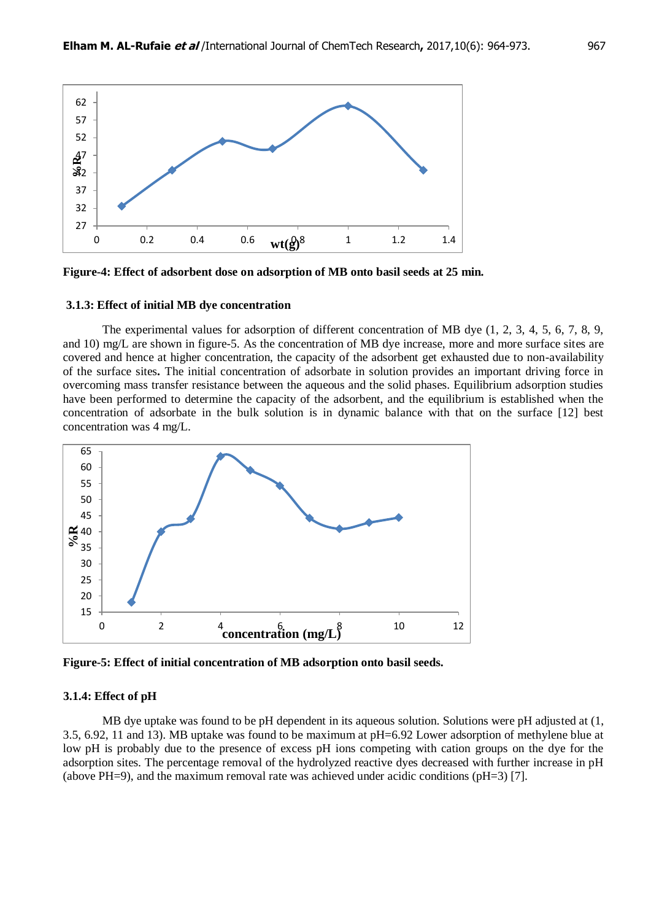Figure-4: Effect of adsorbent dose on adsorption of MB onto basil seeds at 25 min.

### 3.1.3: Effect of initial MB dye concentration

The experimental values for adsorption of different concentration of MB dye (1, 2, 3, 4, 5, 6, 7, 8, 9, and 10) mg/L are shown in figure-5. As the concentration of MB dye increase, more and more surface sites are covered and hence at higher concentration, the capacity of the adsorbent get exhausted due to non-availability of the surface sites**.** The initial concentration of adsorbate in solution provides an important driving force in overcoming mass transfer resistance between the aqueous and the solid phases. Equilibrium adsorption studies have been performed to determine the capacity of the adsorbent, and the equilibrium is established when the concentration of adsorbate in the bulk solution is in dynamic balance with that on the surface [12] best concentration was 4 mg/L.

Figure-5: Effect of initial concentration of MB adsorption onto basil seeds.

### 3.1.4: Effect of pH

MB dye uptake was found to be pH dependent in its aqueous solution. Solutions were pH adjusted at (1, 3.5, 6.92, 11 and 13). MB uptake was found to be maximum at pH=6.92 Lower adsorption of methylene blue at low pH is probably due to the presence of excess pH ions competing with cation groups on the dye for the adsorption sites. The percentage removal of the hydrolyzed reactive dyes decreased with further increase in pH (above PH=9), and the maximum removal rate was achieved under acidic conditions (pH=3) [7].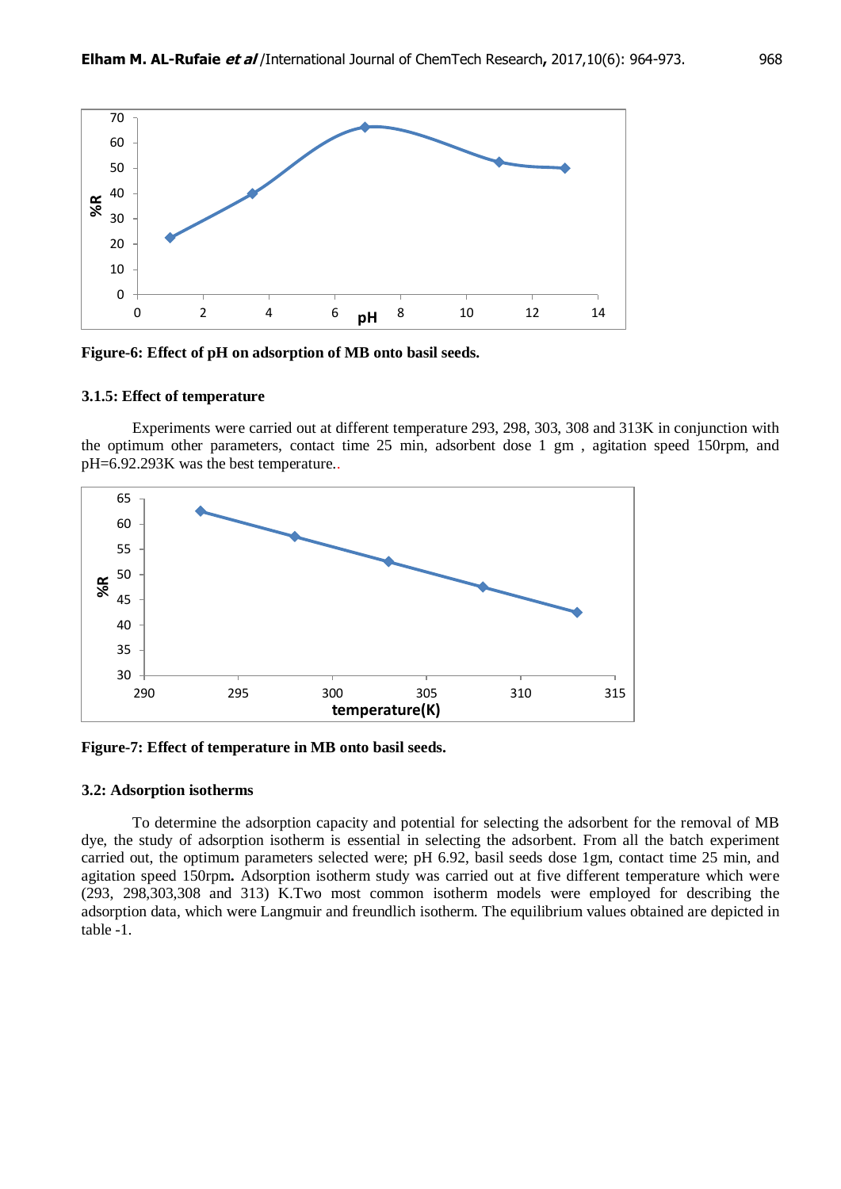**Figure-6: Effect of pH on adsorption of MB onto basil seeds.**

### 3.1.5: Effect of temperature

Experiments were carried out at different temperature 293, 298, 303, 308 and 313K in conjunction with the optimum other parameters, contact time 25 min, adsorbent dose 1 gm , agitation speed 150rpm, and pH=6.92.293K was the best temperature..

**Figure-7: Effect of temperature in MB onto basil seeds.**

### 3.2: Adsorption isotherms

To determine the adsorption capacity and potential for selecting the adsorbent for the removal of MB dye, the study of adsorption isotherm is essential in selecting the adsorbent. From all the batch experiment carried out, the optimum parameters selected were; pH 6.92, basil seeds dose 1gm, contact time 25 min, and agitation speed 150rpm**.** Adsorption isotherm study was carried out at five different temperature which were (293, 298,303,308 and 313) K.Two most common isotherm models were employed for describing the adsorption data, which were Langmuir and freundlich isotherm. The equilibrium values obtained are depicted in table -1.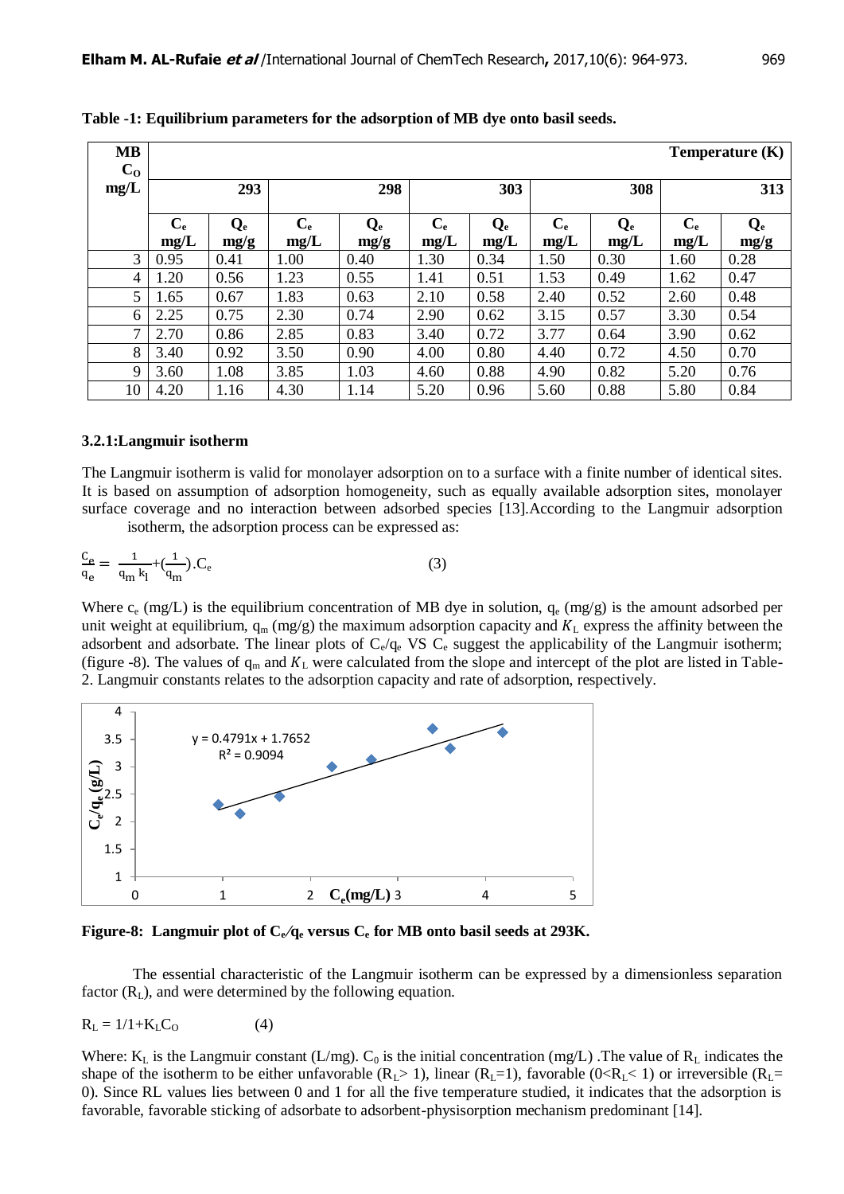**Table -1: Equilibrium parameters for the adsorption of MB dye onto basil seeds.**

| MB $C_O$ mg/L | Temperature (K) | | | | | | | | | |
|---|---|---|---|---|---|---|---|---|---|---|
| | 293 | | 298 | | 303 | | 308 | | 313 | |
| | $C_e$ mg/L | $Q_e$ mg/g | $C_e$ mg/L | $Q_e$ mg/g | $C_e$ mg/L | $Q_e$ mg/L | $C_e$ mg/L | $Q_e$ mg/L | $C_e$ mg/L | $Q_e$ mg/g |
| 3 | 0.95 | 0.41 | 1.00 | 0.40 | 1.30 | 0.34 | 1.50 | 0.30 | 1.60 | 0.28 |
| 4 | 1.20 | 0.56 | 1.23 | 0.55 | 1.41 | 0.51 | 1.53 | 0.49 | 1.62 | 0.47 |
| 5 | 1.65 | 0.67 | 1.83 | 0.63 | 2.10 | 0.58 | 2.40 | 0.52 | 2.60 | 0.48 |
| 6 | 2.25 | 0.75 | 2.30 | 0.74 | 2.90 | 0.62 | 3.15 | 0.57 | 3.30 | 0.54 |
| 7 | 2.70 | 0.86 | 2.85 | 0.83 | 3.40 | 0.72 | 3.77 | 0.64 | 3.90 | 0.62 |
| 8 | 3.40 | 0.92 | 3.50 | 0.90 | 4.00 | 0.80 | 4.40 | 0.72 | 4.50 | 0.70 |
| 9 | 3.60 | 1.08 | 3.85 | 1.03 | 4.60 | 0.88 | 4.90 | 0.82 | 5.20 | 0.76 |
| 10 | 4.20 | 1.16 | 4.30 | 1.14 | 5.20 | 0.96 | 5.60 | 0.88 | 5.80 | 0.84 |

### 3.2.1:Langmuir isotherm

The Langmuir isotherm is valid for monolayer adsorption on to a surface with a finite number of identical sites. It is based on assumption of adsorption homogeneity, such as equally available adsorption sites, monolayer surface coverage and no interaction between adsorbed species [13].According to the Langmuir adsorption isotherm, the adsorption process can be expressed as:

$$\frac{C_e}{q_e} = \frac{1}{q_m k_l} + \left(\frac{1}{q_m}\right).C_e \qquad (3)$$

Where $c_e$ (mg/L) is the equilibrium concentration of MB dye in solution, $q_e$ (mg/g) is the amount adsorbed per unit weight at equilibrium, $q_m$ (mg/g) the maximum adsorption capacity and $K_L$ express the affinity between the adsorbent and adsorbate. The linear plots of $C_e/q_e$ VS $C_e$ suggest the applicability of the Langmuir isotherm; (figure -8). The values of $q_m$ and $K_L$ were calculated from the slope and intercept of the plot are listed in Table-2. Langmuir constants relates to the adsorption capacity and rate of adsorption, respectively.

**Figure-8: Langmuir plot of $C_e/q_e$ versus $C_e$ for MB onto basil seeds at 293K.**

The essential characteristic of the Langmuir isotherm can be expressed by a dimensionless separation factor ($R_L$), and were determined by the following equation.

$$R_L = 1/1+K_LC_O \qquad (4)$$

Where: $K_L$ is the Langmuir constant (L/mg). $C_0$ is the initial concentration (mg/L) .The value of $R_L$ indicates the shape of the isotherm to be either unfavorable ($R_L > 1$), linear ($R_L=1$), favorable ($0<R_L< 1$) or irreversible ($R_L= 0$). Since RL values lies between 0 and 1 for all the five temperature studied, it indicates that the adsorption is favorable, favorable sticking of adsorbate to adsorbent-physisorption mechanism predominant [14].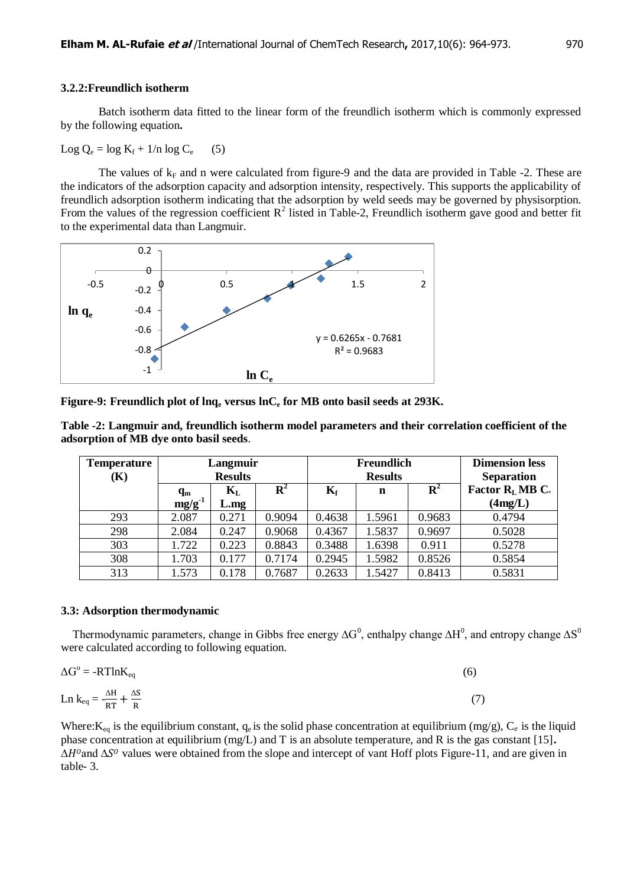### 3.2.2:Freundlich isotherm

Batch isotherm data fitted to the linear form of the freundlich isotherm which is commonly expressed by the following equation**.**

$\text{Log } Q_e = \log K_f + 1/n \log C_e$ (5)

The values of $k_F$ and n were calculated from figure-9 and the data are provided in Table -2. These are the indicators of the adsorption capacity and adsorption intensity, respectively. This supports the applicability of freundlich adsorption isotherm indicating that the adsorption by weld seeds may be governed by physisorption. From the values of the regression coefficient $R^2$ listed in Table-2, Freundlich isotherm gave good and better fit to the experimental data than Langmuir.

**Figure-9: Freundlich plot of $\ln q_e$ versus $\ln C_e$ for MB onto basil seeds at 293K.**

**Table -2: Langmuir and, freundlich isotherm model parameters and their correlation coefficient of the adsorption of MB dye onto basil seeds**.

| Temperature (K) | Langmuir Results | | | Freundlich Results | | | Dimension less Separation Factor $R_L$ MB $C_o$ (4mg/L) |
|---|---|---|---|---|---|---|---|
| | $q_m$ mg/g$^{-1}$ | $K_L$ L.mg | $R^2$ | $K_f$ | n | $R^2$ | |
| 293 | 2.087 | 0.271 | 0.9094 | 0.4638 | 1.5961 | 0.9683 | 0.4794 |
| 298 | 2.084 | 0.247 | 0.9068 | 0.4367 | 1.5837 | 0.9697 | 0.5028 |
| 303 | 1.722 | 0.223 | 0.8843 | 0.3488 | 1.6398 | 0.911 | 0.5278 |
| 308 | 1.703 | 0.177 | 0.7174 | 0.2945 | 1.5982 | 0.8526 | 0.5854 |
| 313 | 1.573 | 0.178 | 0.7687 | 0.2633 | 1.5427 | 0.8413 | 0.5831 |

### 3.3: Adsorption thermodynamic

Thermodynamic parameters, change in Gibbs free energy $\Delta G^0$, enthalpy change $\Delta H^0$, and entropy change $\Delta S^0$ were calculated according to following equation.

$$\Delta G^o = -RT\ln K_{eq} \quad (6)$$

$$\ln k_{eq} = -\frac{\Delta H}{RT} + \frac{\Delta S}{R} \quad (7)$$

Where:$K_{eq}$ is the equilibrium constant, $q_e$ is the solid phase concentration at equilibrium (mg/g), $C_e$ is the liquid phase concentration at equilibrium (mg/L) and T is an absolute temperature, and R is the gas constant [15]**.** $\Delta H^o$and $\Delta S^o$ values were obtained from the slope and intercept of vant Hoff plots Figure-11, and are given in table- 3.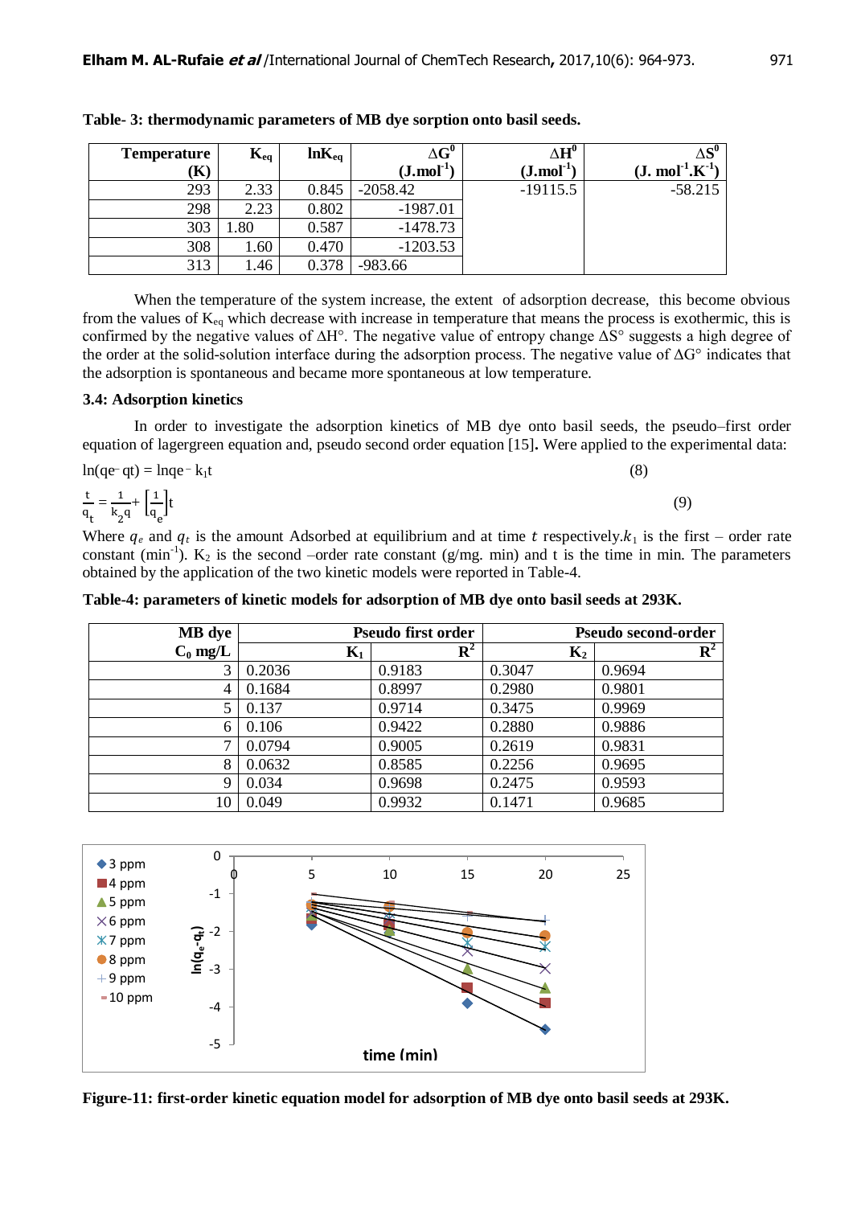**Table- 3: thermodynamic parameters of MB dye sorption onto basil seeds.**

| Temperature (K) | $K_{eq}$ | $lnK_{eq}$ | $\Delta G^0$ ($J.mol^{-1}$) | $\Delta H^0$ ($J.mol^{-1}$) | $\Delta S^0$ ($J. mol^{-1}.K^{-1}$) |
|---|---|---|---|---|---|
| 293 | 2.33 | 0.845 | -2058.42 | -19115.5 | -58.215 |
| 298 | 2.23 | 0.802 | -1987.01 | | |
| 303 | 1.80 | 0.587 | -1478.73 | | |
| 308 | 1.60 | 0.470 | -1203.53 | | |
| 313 | 1.46 | 0.378 | -983.66 | | |

When the temperature of the system increase, the extent of adsorption decrease, this become obvious from the values of $K_{eq}$ which decrease with increase in temperature that means the process is exothermic, this is confirmed by the negative values of $\Delta H°$. The negative value of entropy change $\Delta S°$ suggests a high degree of the order at the solid-solution interface during the adsorption process. The negative value of $\Delta G°$ indicates that the adsorption is spontaneous and became more spontaneous at low temperature.

### 3.4: Adsorption kinetics

In order to investigate the adsorption kinetics of MB dye onto basil seeds, the pseudo–first order equation of lagergreen equation and, pseudo second order equation [15]. Were applied to the experimental data:

$$\ln(qe - qt) = \ln qe - k_1 t \quad (8)$$

$$\frac{t}{q_t} = \frac{1}{k_2 q} + \left[\frac{1}{q_e}\right] t \quad (9)$$

Where $q_e$ and $q_t$ is the amount Adsorbed at equilibrium and at time $t$ respectively. $k_1$ is the first – order rate constant ($min^{-1}$). $K_2$ is the second –order rate constant (g/mg. min) and t is the time in min. The parameters obtained by the application of the two kinetic models were reported in Table-4.

**Table-4: parameters of kinetic models for adsorption of MB dye onto basil seeds at 293K.**

| MB dye | Pseudo first order | | Pseudo second-order | |
|---|---|---|---|---|
| $C_0$ mg/L | $K_1$ | $R^2$ | $K_2$ | $R^2$ |
| 3 | 0.2036 | 0.9183 | 0.3047 | 0.9694 |
| 4 | 0.1684 | 0.8997 | 0.2980 | 0.9801 |
| 5 | 0.137 | 0.9714 | 0.3475 | 0.9969 |
| 6 | 0.106 | 0.9422 | 0.2880 | 0.9886 |
| 7 | 0.0794 | 0.9005 | 0.2619 | 0.9831 |
| 8 | 0.0632 | 0.8585 | 0.2256 | 0.9695 |
| 9 | 0.034 | 0.9698 | 0.2475 | 0.9593 |
| 10 | 0.049 | 0.9932 | 0.1471 | 0.9685 |

**Figure-11: first-order kinetic equation model for adsorption of MB dye onto basil seeds at 293K.**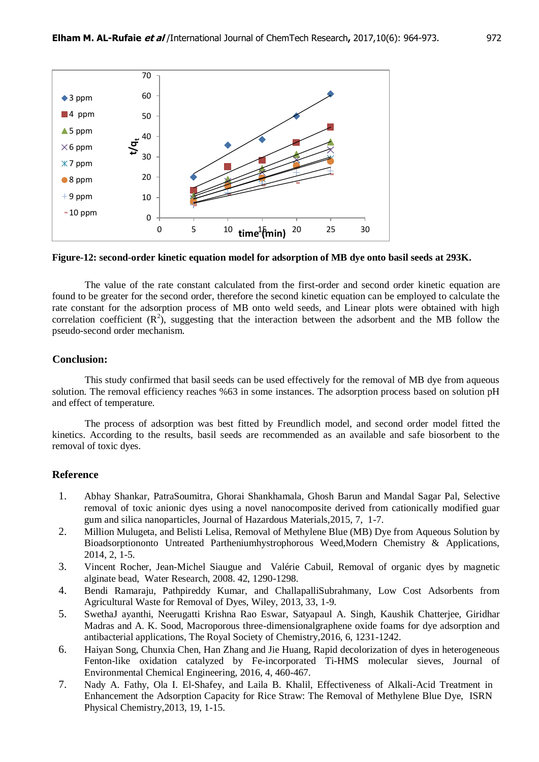**Figure-12: second-order kinetic equation model for adsorption of MB dye onto basil seeds at 293K.**

The value of the rate constant calculated from the first-order and second order kinetic equation are found to be greater for the second order, therefore the second kinetic equation can be employed to calculate the rate constant for the adsorption process of MB onto weld seeds, and Linear plots were obtained with high correlation coefficient ($R^2$), suggesting that the interaction between the adsorbent and the MB follow the pseudo-second order mechanism.

## Conclusion:

This study confirmed that basil seeds can be used effectively for the removal of MB dye from aqueous solution. The removal efficiency reaches %63 in some instances. The adsorption process based on solution pH and effect of temperature.

The process of adsorption was best fitted by Freundlich model, and second order model fitted the kinetics. According to the results, basil seeds are recommended as an available and safe biosorbent to the removal of toxic dyes.

## Reference

1. Abhay Shankar, PatraSoumitra, Ghorai Shankhamala, Ghosh Barun and Mandal Sagar Pal, Selective removal of toxic anionic dyes using a novel nanocomposite derived from cationically modified guar gum and silica nanoparticles, Journal of Hazardous Materials,2015, 7, 1-7.
2. Million Mulugeta, and Belisti Lelisa, Removal of Methylene Blue (MB) Dye from Aqueous Solution by Bioadsorptiononto Untreated Partheniumhystrophorous Weed,Modern Chemistry & Applications, 2014, 2, 1-5.
3. Vincent Rocher, Jean-Michel Siaugue and Valérie Cabuil, Removal of organic dyes by magnetic alginate bead, Water Research, 2008. 42, 1290-1298.
4. Bendi Ramaraju, Pathpireddy Kumar, and ChallapalliSubrahmany, Low Cost Adsorbents from Agricultural Waste for Removal of Dyes, Wiley, 2013, 33, 1-9.
5. SwethaJ ayanthi, Neerugatti Krishna Rao Eswar, Satyapaul A. Singh, Kaushik Chatterjee, Giridhar Madras and A. K. Sood, Macroporous three-dimensionalgraphene oxide foams for dye adsorption and antibacterial applications, The Royal Society of Chemistry,2016, 6, 1231-1242.
6. Haiyan Song, Chunxia Chen, Han Zhang and Jie Huang, Rapid decolorization of dyes in heterogeneous Fenton-like oxidation catalyzed by Fe-incorporated Ti-HMS molecular sieves, Journal of Environmental Chemical Engineering, 2016, 4, 460-467.
7. Nady A. Fathy, Ola I. El-Shafey, and Laila B. Khalil, Effectiveness of Alkali-Acid Treatment in Enhancement the Adsorption Capacity for Rice Straw: The Removal of Methylene Blue Dye, ISRN Physical Chemistry,2013, 19, 1-15.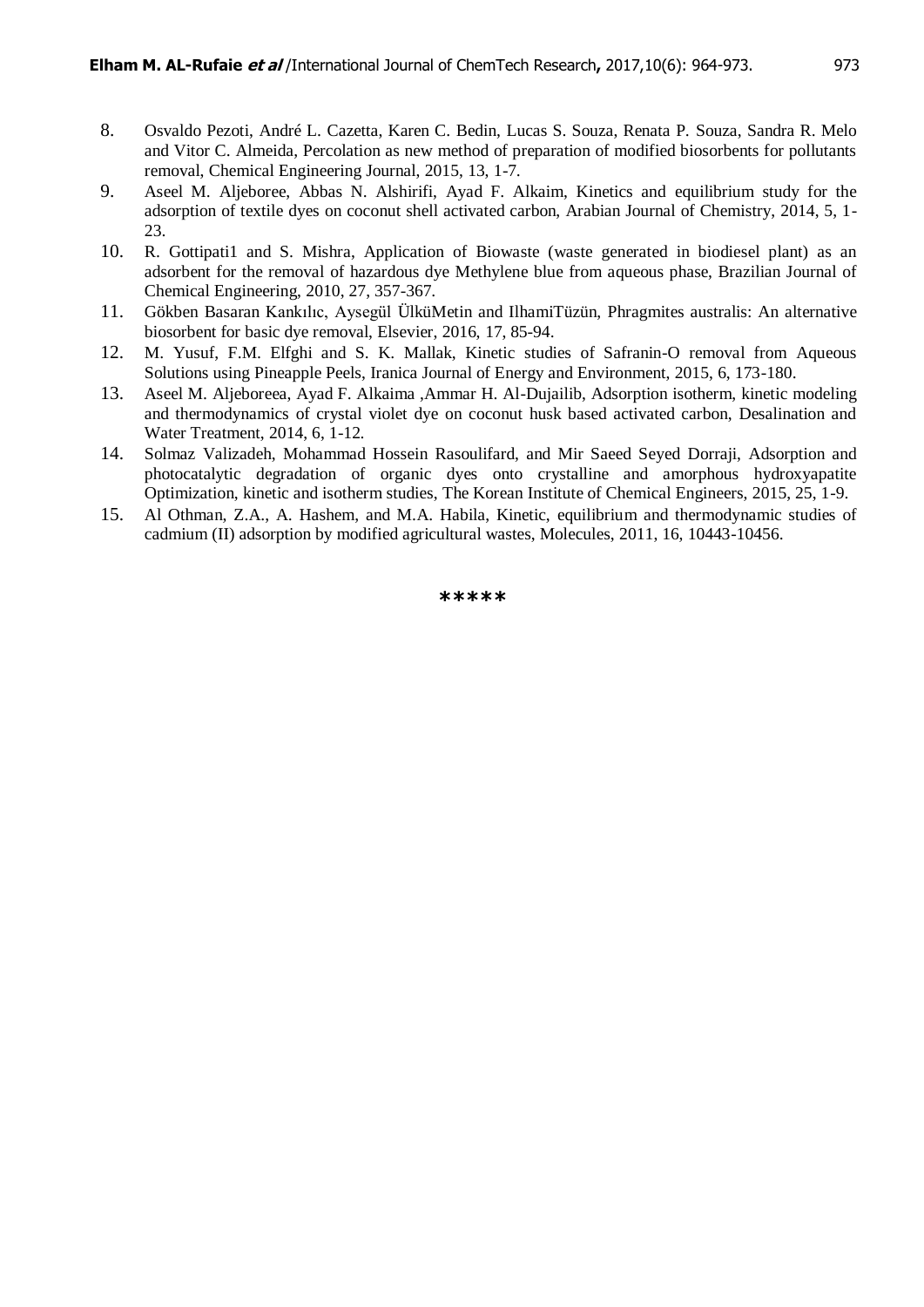8. Osvaldo Pezoti, André L. Cazetta, Karen C. Bedin, Lucas S. Souza, Renata P. Souza, Sandra R. Melo and Vitor C. Almeida, Percolation as new method of preparation of modified biosorbents for pollutants removal, Chemical Engineering Journal, 2015, 13, 1-7.
9. Aseel M. Aljeboree, Abbas N. Alshirifi, Ayad F. Alkaim, Kinetics and equilibrium study for the adsorption of textile dyes on coconut shell activated carbon, Arabian Journal of Chemistry, 2014, 5, 1-23.
10. R. Gottipati1 and S. Mishra, Application of Biowaste (waste generated in biodiesel plant) as an adsorbent for the removal of hazardous dye Methylene blue from aqueous phase, Brazilian Journal of Chemical Engineering, 2010, 27, 357-367.
11. Gökben Basaran Kankılıc, Aysegül ÜlküMetin and IlhamiTüzün, Phragmites australis: An alternative biosorbent for basic dye removal, Elsevier, 2016, 17, 85-94.
12. M. Yusuf, F.M. Elfghi and S. K. Mallak, Kinetic studies of Safranin-O removal from Aqueous Solutions using Pineapple Peels, Iranica Journal of Energy and Environment, 2015, 6, 173-180.
13. Aseel M. Aljeboreea, Ayad F. Alkaima ,Ammar H. Al-Dujailib, Adsorption isotherm, kinetic modeling and thermodynamics of crystal violet dye on coconut husk based activated carbon, Desalination and Water Treatment, 2014, 6, 1-12.
14. Solmaz Valizadeh, Mohammad Hossein Rasoulifard, and Mir Saeed Seyed Dorraji, Adsorption and photocatalytic degradation of organic dyes onto crystalline and amorphous hydroxyapatite Optimization, kinetic and isotherm studies, The Korean Institute of Chemical Engineers, 2015, 25, 1-9.
15. Al Othman, Z.A., A. Hashem, and M.A. Habila, Kinetic, equilibrium and thermodynamic studies of cadmium (II) adsorption by modified agricultural wastes, Molecules, 2011, 16, 10443-10456.

*****